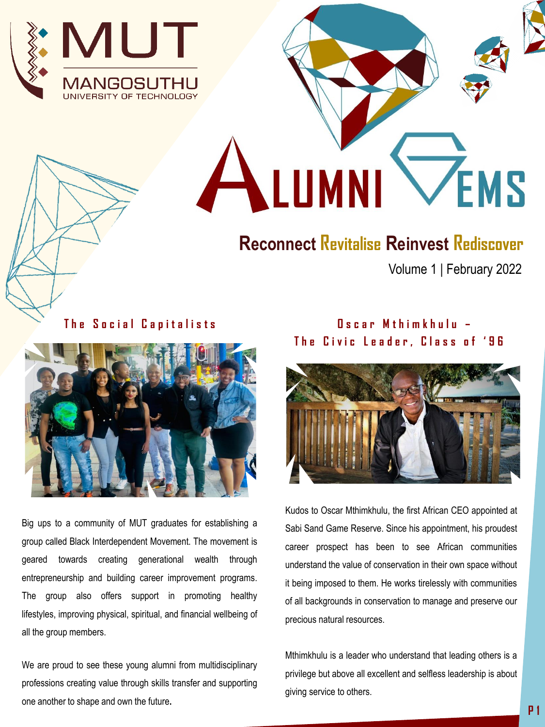MUT
MANGOSUTHU
UNIVERSITY OF TECHNOLOGY

# ALUMNI GEMS

**Reconnect Revitalise Reinvest Rediscover**

Volume 1 | February 2022

## The Social Capitalists

Big ups to a community of MUT graduates for establishing a group called Black Interdependent Movement. The movement is geared towards creating generational wealth through entrepreneurship and building career improvement programs. The group also offers support in promoting healthy lifestyles, improving physical, spiritual, and financial wellbeing of all the group members.

We are proud to see these young alumni from multidisciplinary professions creating value through skills transfer and supporting one another to shape and own the future**.**

## Oscar Mthimkhulu – The Civic Leader, Class of '96

Kudos to Oscar Mthimkhulu, the first African CEO appointed at Sabi Sand Game Reserve. Since his appointment, his proudest career prospect has been to see African communities understand the value of conservation in their own space without it being imposed to them. He works tirelessly with communities of all backgrounds in conservation to manage and preserve our precious natural resources.

Mthimkhulu is a leader who understand that leading others is a privilege but above all excellent and selfless leadership is about giving service to others.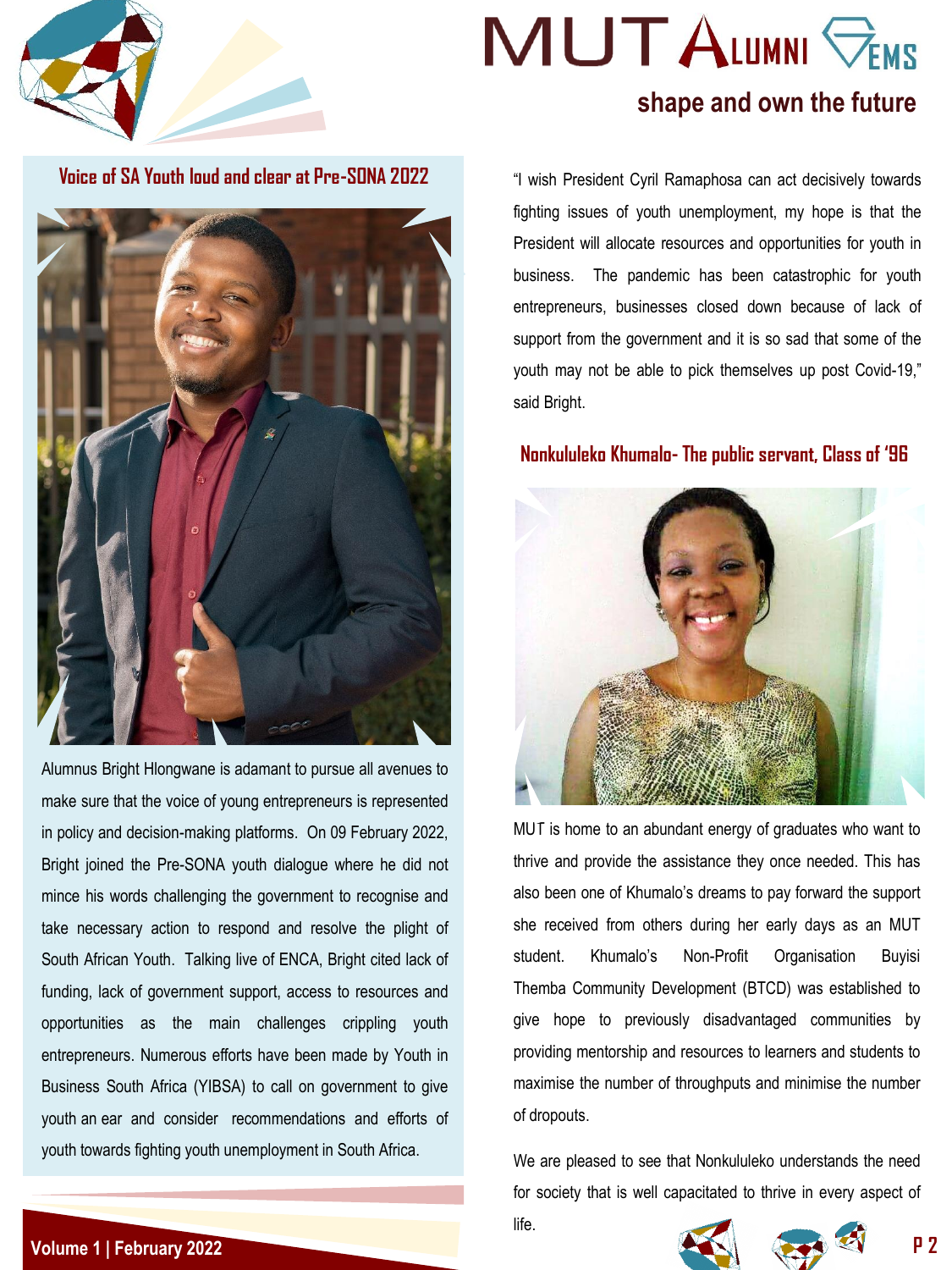## Voice of SA Youth loud and clear at Pre-SONA 2022

Alumnus Bright Hlongwane is adamant to pursue all avenues to make sure that the voice of young entrepreneurs is represented in policy and decision-making platforms. On 09 February 2022, Bright joined the Pre-SONA youth dialogue where he did not mince his words challenging the government to recognise and take necessary action to respond and resolve the plight of South African Youth. Talking live of ENCA, Bright cited lack of funding, lack of government support, access to resources and opportunities as the main challenges crippling youth entrepreneurs. Numerous efforts have been made by Youth in Business South Africa (YIBSA) to call on government to give youth an ear and consider recommendations and efforts of youth towards fighting youth unemployment in South Africa.

"I wish President Cyril Ramaphosa can act decisively towards fighting issues of youth unemployment, my hope is that the President will allocate resources and opportunities for youth in business. The pandemic has been catastrophic for youth entrepreneurs, businesses closed down because of lack of support from the government and it is so sad that some of the youth may not be able to pick themselves up post Covid-19," said Bright.

## Nonkululeko Khumalo- The public servant, Class of '96

MUT is home to an abundant energy of graduates who want to thrive and provide the assistance they once needed. This has also been one of Khumalo's dreams to pay forward the support she received from others during her early days as an MUT student. Khumalo's Non-Profit Organisation Buyisi Themba Community Development (BTCD) was established to give hope to previously disadvantaged communities by providing mentorship and resources to learners and students to maximise the number of throughputs and minimise the number of dropouts.

We are pleased to see that Nonkululeko understands the need for society that is well capacitated to thrive in every aspect of life.